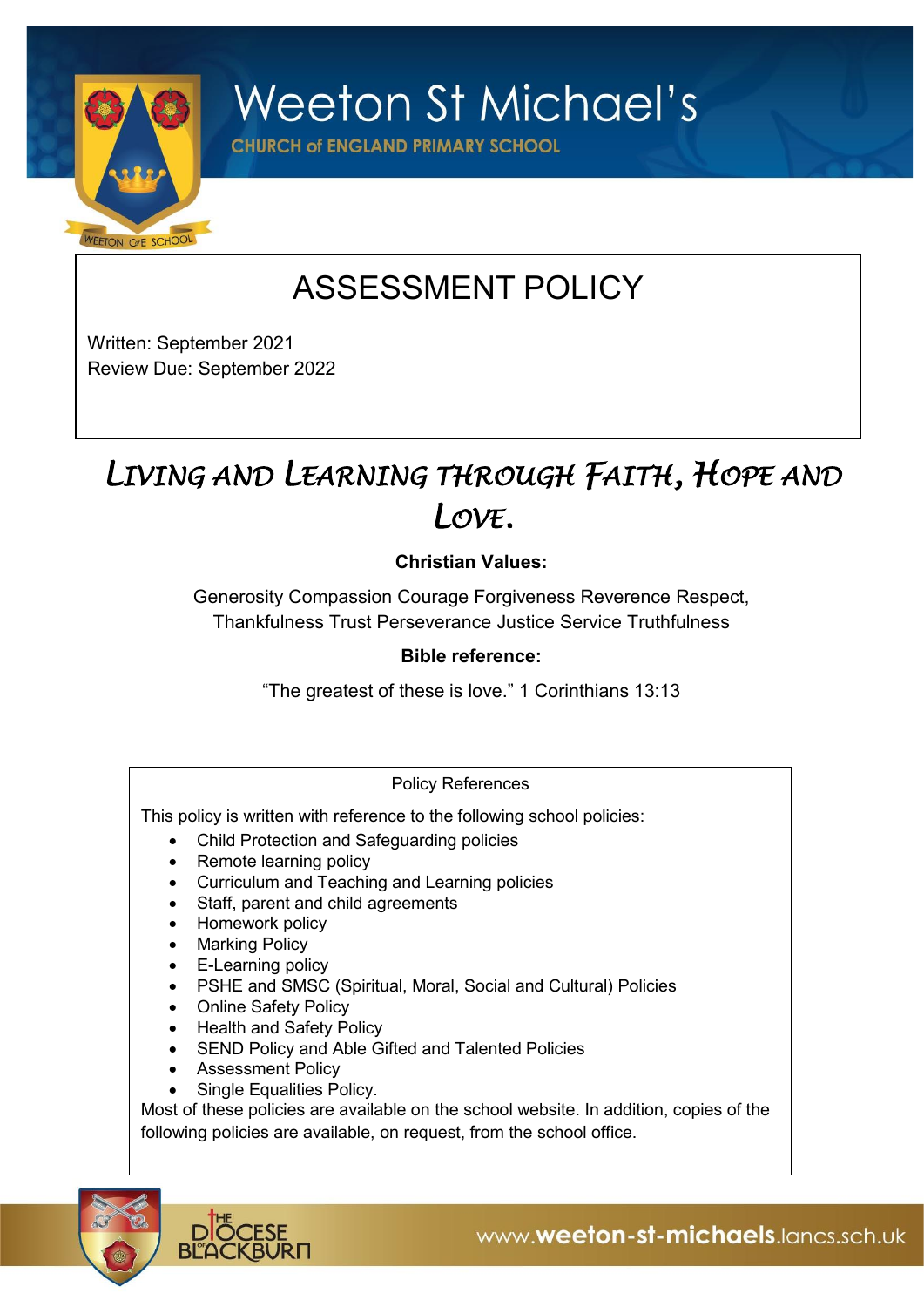# Weeton St Michael's

**CHURCH of ENGLAND PRIMARY SCHOOL**

# ASSESSMENT POLICY

Written: September 2021
Review Due: September 2022

## *Living and Learning through Faith, Hope and Love.*

**Christian Values:**

Generosity Compassion Courage Forgiveness Reverence Respect, Thankfulness Trust Perseverance Justice Service Truthfulness

**Bible reference:**

"The greatest of these is love." 1 Corinthians 13:13

Policy References

This policy is written with reference to the following school policies:

- Child Protection and Safeguarding policies
- Remote learning policy
- Curriculum and Teaching and Learning policies
- Staff, parent and child agreements
- Homework policy
- Marking Policy
- E-Learning policy
- PSHE and SMSC (Spiritual, Moral, Social and Cultural) Policies
- Online Safety Policy
- Health and Safety Policy
- SEND Policy and Able Gifted and Talented Policies
- Assessment Policy
- Single Equalities Policy.

Most of these policies are available on the school website. In addition, copies of the following policies are available, on request, from the school office.

www.weeton-st-michaels.lancs.sch.uk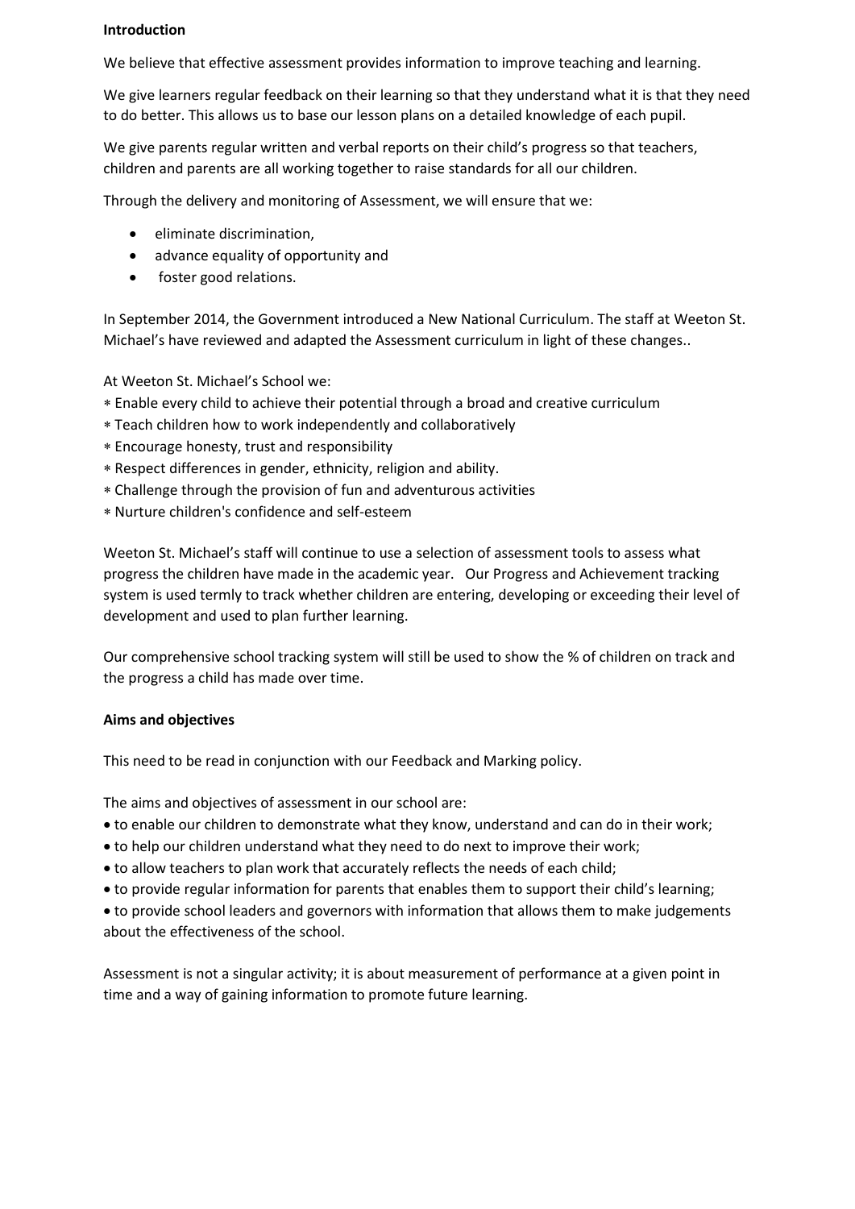**Introduction**

We believe that effective assessment provides information to improve teaching and learning.

We give learners regular feedback on their learning so that they understand what it is that they need to do better. This allows us to base our lesson plans on a detailed knowledge of each pupil.

We give parents regular written and verbal reports on their child's progress so that teachers, children and parents are all working together to raise standards for all our children.

Through the delivery and monitoring of Assessment, we will ensure that we:

- eliminate discrimination,
- advance equality of opportunity and
- foster good relations.

In September 2014, the Government introduced a New National Curriculum. The staff at Weeton St. Michael's have reviewed and adapted the Assessment curriculum in light of these changes..

At Weeton St. Michael's School we:

- Enable every child to achieve their potential through a broad and creative curriculum
- Teach children how to work independently and collaboratively
- Encourage honesty, trust and responsibility
- Respect differences in gender, ethnicity, religion and ability.
- Challenge through the provision of fun and adventurous activities
- Nurture children's confidence and self-esteem

Weeton St. Michael's staff will continue to use a selection of assessment tools to assess what progress the children have made in the academic year. Our Progress and Achievement tracking system is used termly to track whether children are entering, developing or exceeding their level of development and used to plan further learning.

Our comprehensive school tracking system will still be used to show the % of children on track and the progress a child has made over time.

**Aims and objectives**

This need to be read in conjunction with our Feedback and Marking policy.

The aims and objectives of assessment in our school are:

- to enable our children to demonstrate what they know, understand and can do in their work;
- to help our children understand what they need to do next to improve their work;
- to allow teachers to plan work that accurately reflects the needs of each child;
- to provide regular information for parents that enables them to support their child's learning;
- to provide school leaders and governors with information that allows them to make judgements about the effectiveness of the school.

Assessment is not a singular activity; it is about measurement of performance at a given point in time and a way of gaining information to promote future learning.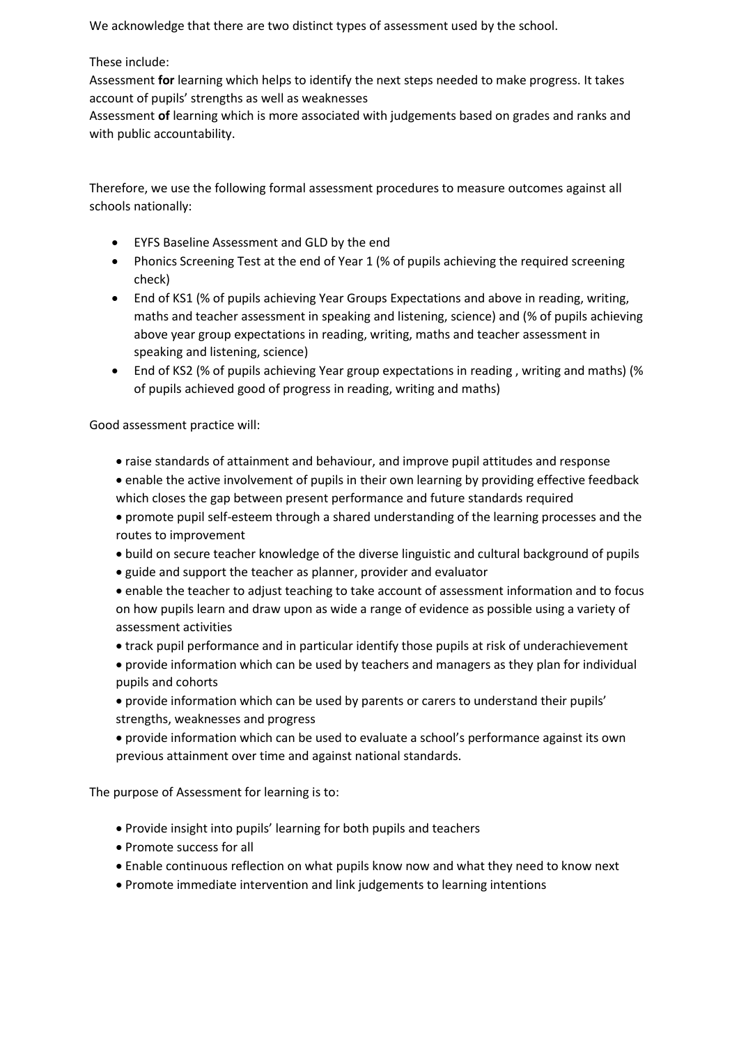We acknowledge that there are two distinct types of assessment used by the school.

These include:
Assessment **for** learning which helps to identify the next steps needed to make progress. It takes account of pupils' strengths as well as weaknesses
Assessment **of** learning which is more associated with judgements based on grades and ranks and with public accountability.

Therefore, we use the following formal assessment procedures to measure outcomes against all schools nationally:

- EYFS Baseline Assessment and GLD by the end
- Phonics Screening Test at the end of Year 1 (% of pupils achieving the required screening check)
- End of KS1 (% of pupils achieving Year Groups Expectations and above in reading, writing, maths and teacher assessment in speaking and listening, science) and (% of pupils achieving above year group expectations in reading, writing, maths and teacher assessment in speaking and listening, science)
- End of KS2 (% of pupils achieving Year group expectations in reading , writing and maths) (% of pupils achieved good of progress in reading, writing and maths)

Good assessment practice will:

- raise standards of attainment and behaviour, and improve pupil attitudes and response
- enable the active involvement of pupils in their own learning by providing effective feedback which closes the gap between present performance and future standards required
- promote pupil self-esteem through a shared understanding of the learning processes and the routes to improvement
- build on secure teacher knowledge of the diverse linguistic and cultural background of pupils
- guide and support the teacher as planner, provider and evaluator
- enable the teacher to adjust teaching to take account of assessment information and to focus on how pupils learn and draw upon as wide a range of evidence as possible using a variety of assessment activities
- track pupil performance and in particular identify those pupils at risk of underachievement
- provide information which can be used by teachers and managers as they plan for individual pupils and cohorts
- provide information which can be used by parents or carers to understand their pupils' strengths, weaknesses and progress
- provide information which can be used to evaluate a school's performance against its own previous attainment over time and against national standards.

The purpose of Assessment for learning is to:

- Provide insight into pupils' learning for both pupils and teachers
- Promote success for all
- Enable continuous reflection on what pupils know now and what they need to know next
- Promote immediate intervention and link judgements to learning intentions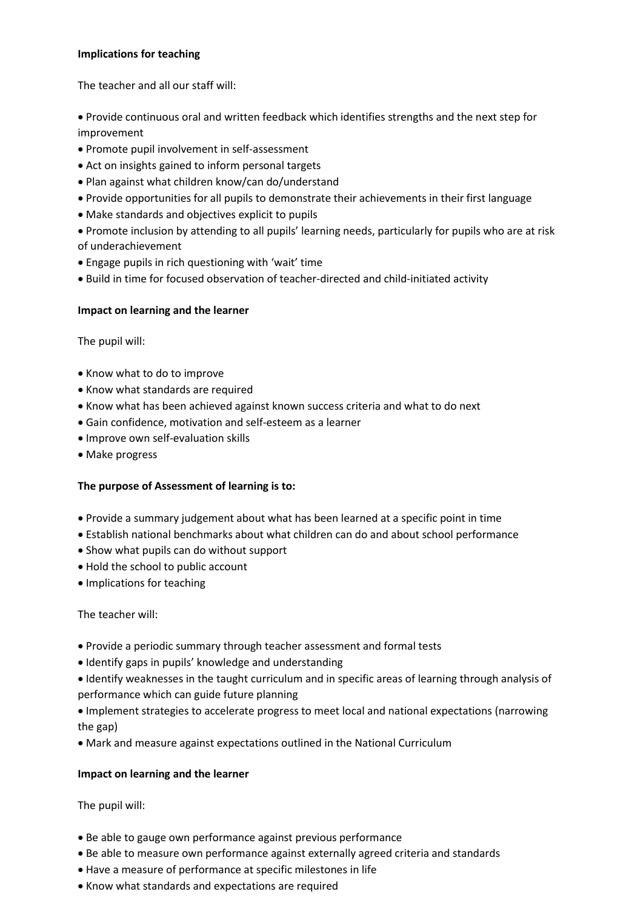**Implications for teaching**

The teacher and all our staff will:

- Provide continuous oral and written feedback which identifies strengths and the next step for improvement
- Promote pupil involvement in self-assessment
- Act on insights gained to inform personal targets
- Plan against what children know/can do/understand
- Provide opportunities for all pupils to demonstrate their achievements in their first language
- Make standards and objectives explicit to pupils
- Promote inclusion by attending to all pupils' learning needs, particularly for pupils who are at risk of underachievement
- Engage pupils in rich questioning with 'wait' time
- Build in time for focused observation of teacher-directed and child-initiated activity

**Impact on learning and the learner**

The pupil will:

- Know what to do to improve
- Know what standards are required
- Know what has been achieved against known success criteria and what to do next
- Gain confidence, motivation and self-esteem as a learner
- Improve own self-evaluation skills
- Make progress

**The purpose of Assessment of learning is to:**

- Provide a summary judgement about what has been learned at a specific point in time
- Establish national benchmarks about what children can do and about school performance
- Show what pupils can do without support
- Hold the school to public account
- Implications for teaching

The teacher will:

- Provide a periodic summary through teacher assessment and formal tests
- Identify gaps in pupils' knowledge and understanding
- Identify weaknesses in the taught curriculum and in specific areas of learning through analysis of performance which can guide future planning
- Implement strategies to accelerate progress to meet local and national expectations (narrowing the gap)
- Mark and measure against expectations outlined in the National Curriculum

**Impact on learning and the learner**

The pupil will:

- Be able to gauge own performance against previous performance
- Be able to measure own performance against externally agreed criteria and standards
- Have a measure of performance at specific milestones in life
- Know what standards and expectations are required